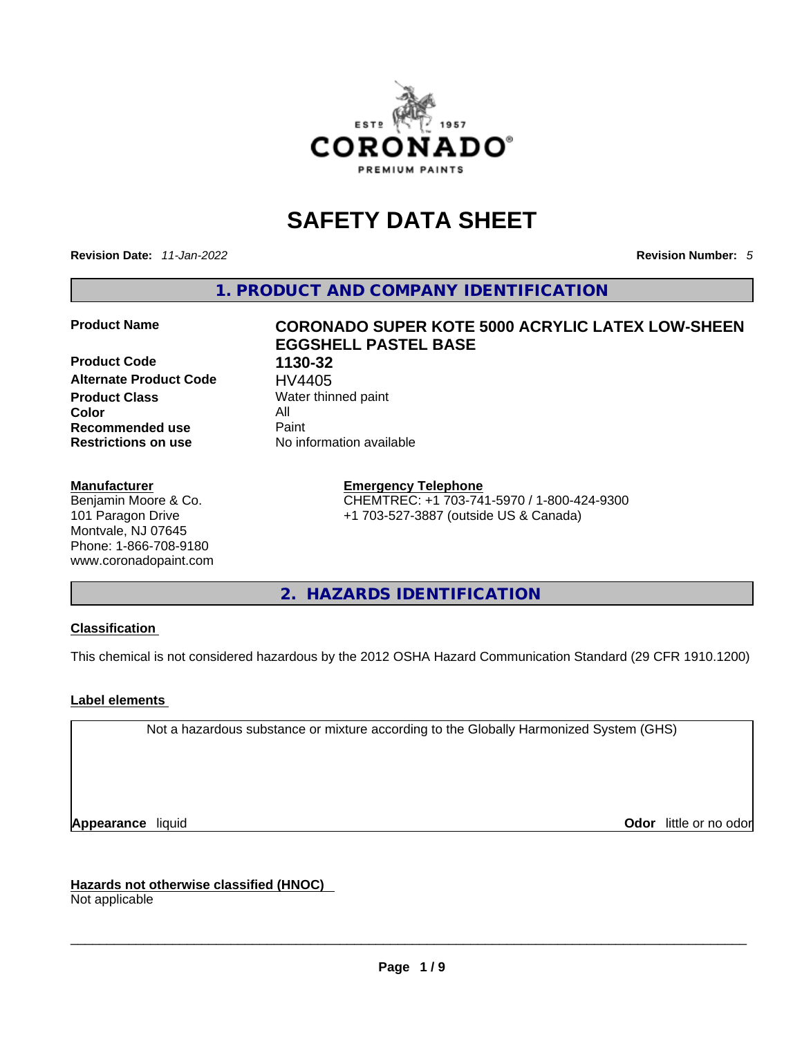# SAFETY DATA SHEET

**Revision Date:** *11-Jan-2022*

**Revision Number:** *5*

## 1. PRODUCT AND COMPANY IDENTIFICATION

| | |
|---|---|
| **Product Name** | **CORONADO SUPER KOTE 5000 ACRYLIC LATEX LOW-SHEEN EGGSHELL PASTEL BASE** |
| **Product Code** | **1130-32** |
| **Alternate Product Code** | HV4405 |
| **Product Class** | Water thinned paint |
| **Color** | All |
| **Recommended use** | Paint |
| **Restrictions on use** | No information available |

**Manufacturer**
Benjamin Moore & Co.
101 Paragon Drive
Montvale, NJ 07645
Phone: 1-866-708-9180
www.coronadopaint.com

**Emergency Telephone**
CHEMTREC: +1 703-741-5970 / 1-800-424-9300
+1 703-527-3887 (outside US & Canada)

## 2. HAZARDS IDENTIFICATION

**Classification**

This chemical is not considered hazardous by the 2012 OSHA Hazard Communication Standard (29 CFR 1910.1200)

**Label elements**

Not a hazardous substance or mixture according to the Globally Harmonized System (GHS)

**Appearance** liquid

**Odor** little or no odor

**Hazards not otherwise classified (HNOC)**
Not applicable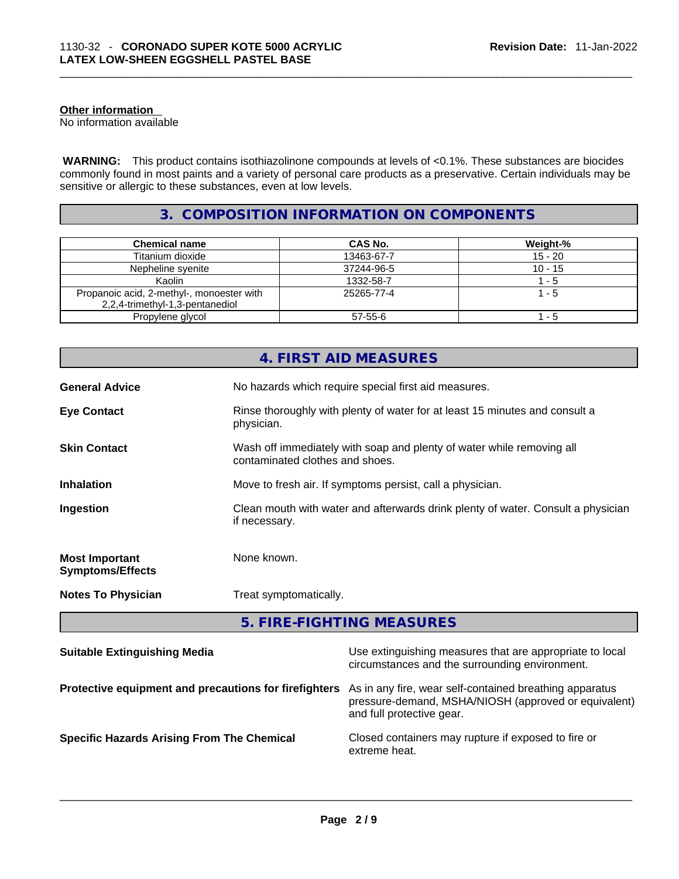**Other information**
No information available

**WARNING:** This product contains isothiazolinone compounds at levels of <0.1%. These substances are biocides commonly found in most paints and a variety of personal care products as a preservative. Certain individuals may be sensitive or allergic to these substances, even at low levels.

## 3. COMPOSITION INFORMATION ON COMPONENTS

| Chemical name | CAS No. | Weight-% |
|---|---|---|
| Titanium dioxide | 13463-67-7 | 15 - 20 |
| Nepheline syenite | 37244-96-5 | 10 - 15 |
| Kaolin | 1332-58-7 | 1 - 5 |
| Propanoic acid, 2-methyl-, monoester with 2,2,4-trimethyl-1,3-pentanediol | 25265-77-4 | 1 - 5 |
| Propylene glycol | 57-55-6 | 1 - 5 |

## 4. FIRST AID MEASURES

**General Advice**
No hazards which require special first aid measures.

**Eye Contact**
Rinse thoroughly with plenty of water for at least 15 minutes and consult a physician.

**Skin Contact**
Wash off immediately with soap and plenty of water while removing all contaminated clothes and shoes.

**Inhalation**
Move to fresh air. If symptoms persist, call a physician.

**Ingestion**
Clean mouth with water and afterwards drink plenty of water. Consult a physician if necessary.

**Most Important Symptoms/Effects**
None known.

**Notes To Physician**
Treat symptomatically.

## 5. FIRE-FIGHTING MEASURES

**Suitable Extinguishing Media**
Use extinguishing measures that are appropriate to local circumstances and the surrounding environment.

**Protective equipment and precautions for firefighters**
As in any fire, wear self-contained breathing apparatus pressure-demand, MSHA/NIOSH (approved or equivalent) and full protective gear.

**Specific Hazards Arising From The Chemical**
Closed containers may rupture if exposed to fire or extreme heat.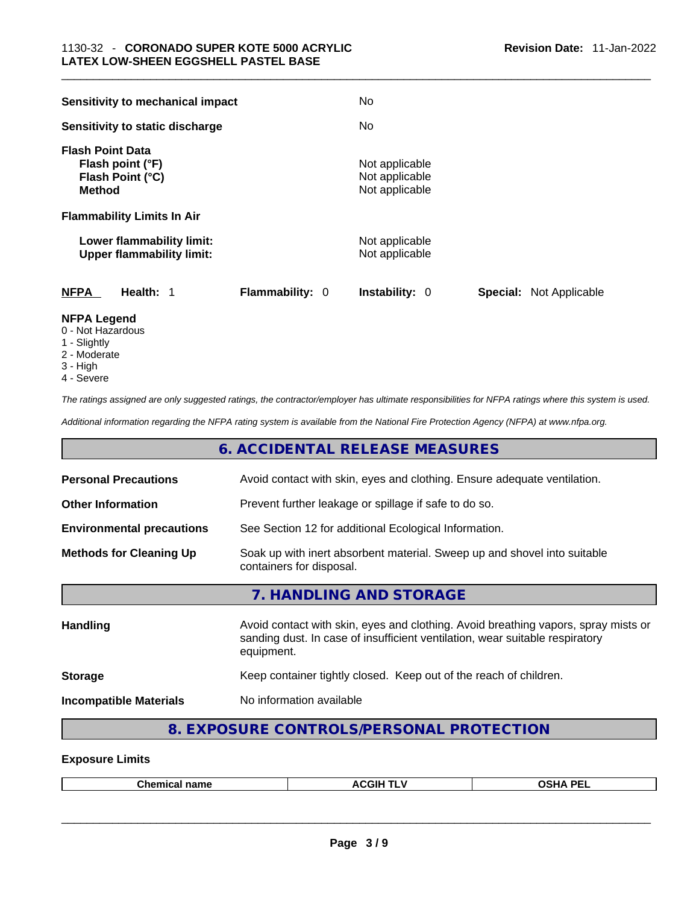| | |
|---|---|
| **Sensitivity to mechanical impact** | No |
| **Sensitivity to static discharge** | No |

**Flash Point Data**

| | |
|---|---|
| **Flash point (°F)** | Not applicable |
| **Flash Point (°C)** | Not applicable |
| **Method** | Not applicable |

**Flammability Limits In Air**

| | |
|---|---|
| **Lower flammability limit:** | Not applicable |
| **Upper flammability limit:** | Not applicable |

| **NFPA** | **Health:** 1 | **Flammability:** 0 | **Instability:** 0 | **Special:** Not Applicable |
|---|---|---|---|---|

**NFPA Legend**
0 - Not Hazardous
1 - Slightly
2 - Moderate
3 - High
4 - Severe

*The ratings assigned are only suggested ratings, the contractor/employer has ultimate responsibilities for NFPA ratings where this system is used.*

*Additional information regarding the NFPA rating system is available from the National Fire Protection Agency (NFPA) at www.nfpa.org.*

## 6. ACCIDENTAL RELEASE MEASURES

| | |
|---|---|
| **Personal Precautions** | Avoid contact with skin, eyes and clothing. Ensure adequate ventilation. |
| **Other Information** | Prevent further leakage or spillage if safe to do so. |
| **Environmental precautions** | See Section 12 for additional Ecological Information. |
| **Methods for Cleaning Up** | Soak up with inert absorbent material. Sweep up and shovel into suitable containers for disposal. |

## 7. HANDLING AND STORAGE

| | |
|---|---|
| **Handling** | Avoid contact with skin, eyes and clothing. Avoid breathing vapors, spray mists or sanding dust. In case of insufficient ventilation, wear suitable respiratory equipment. |
| **Storage** | Keep container tightly closed. Keep out of the reach of children. |
| **Incompatible Materials** | No information available |

## 8. EXPOSURE CONTROLS/PERSONAL PROTECTION

**Exposure Limits**

| Chemical name | ACGIH TLV | OSHA PEL |
|---|---|---|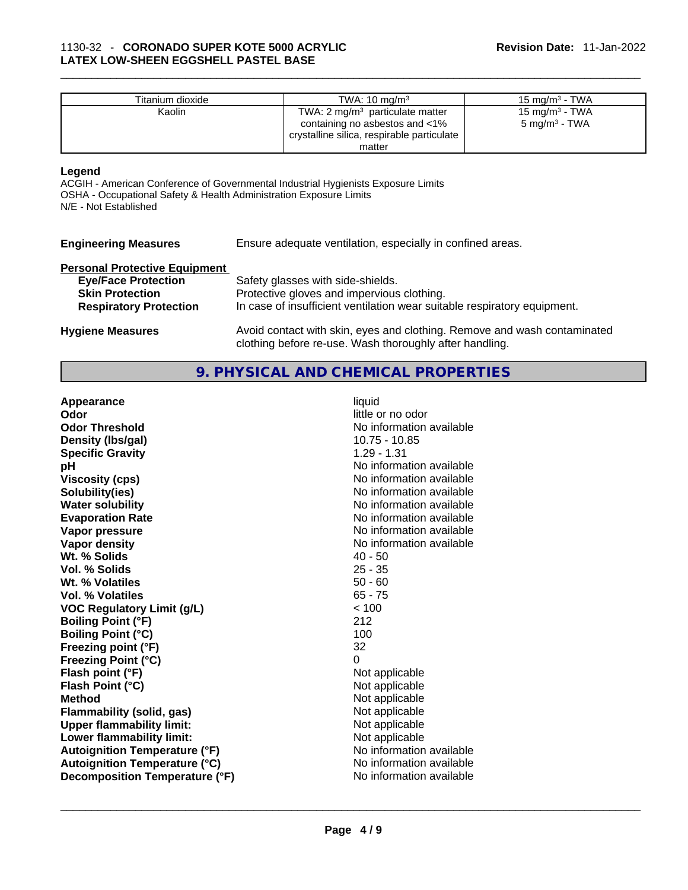| Titanium dioxide | TWA: 10 $mg/m^3$ | 15 $mg/m^3$ - TWA |
|---|---|---|
| Kaolin | TWA: 2 $mg/m^3$ particulate matter containing no asbestos and <1% crystalline silica, respirable particulate matter | 15 $mg/m^3$ - TWA<br>5 $mg/m^3$ - TWA |

**Legend**

ACGIH - American Conference of Governmental Industrial Hygienists Exposure Limits
OSHA - Occupational Safety & Health Administration Exposure Limits
N/E - Not Established

**Engineering Measures** Ensure adequate ventilation, especially in confined areas.

**Personal Protective Equipment**

**Eye/Face Protection** Safety glasses with side-shields.
**Skin Protection** Protective gloves and impervious clothing.
**Respiratory Protection** In case of insufficient ventilation wear suitable respiratory equipment.

**Hygiene Measures** Avoid contact with skin, eyes and clothing. Remove and wash contaminated clothing before re-use. Wash thoroughly after handling.

## 9. PHYSICAL AND CHEMICAL PROPERTIES

| | |
|---|---|
| **Appearance** | liquid |
| **Odor** | little or no odor |
| **Odor Threshold** | No information available |
| **Density (lbs/gal)** | 10.75 - 10.85 |
| **Specific Gravity** | 1.29 - 1.31 |
| **pH** | No information available |
| **Viscosity (cps)** | No information available |
| **Solubility(ies)** | No information available |
| **Water solubility** | No information available |
| **Evaporation Rate** | No information available |
| **Vapor pressure** | No information available |
| **Vapor density** | No information available |
| **Wt. % Solids** | 40 - 50 |
| **Vol. % Solids** | 25 - 35 |
| **Wt. % Volatiles** | 50 - 60 |
| **Vol. % Volatiles** | 65 - 75 |
| **VOC Regulatory Limit (g/L)** | < 100 |
| **Boiling Point (°F)** | 212 |
| **Boiling Point (°C)** | 100 |
| **Freezing point (°F)** | 32 |
| **Freezing Point (°C)** | 0 |
| **Flash point (°F)** | Not applicable |
| **Flash Point (°C)** | Not applicable |
| **Method** | Not applicable |
| **Flammability (solid, gas)** | Not applicable |
| **Upper flammability limit:** | Not applicable |
| **Lower flammability limit:** | Not applicable |
| **Autoignition Temperature (°F)** | No information available |
| **Autoignition Temperature (°C)** | No information available |
| **Decomposition Temperature (°F)** | No information available |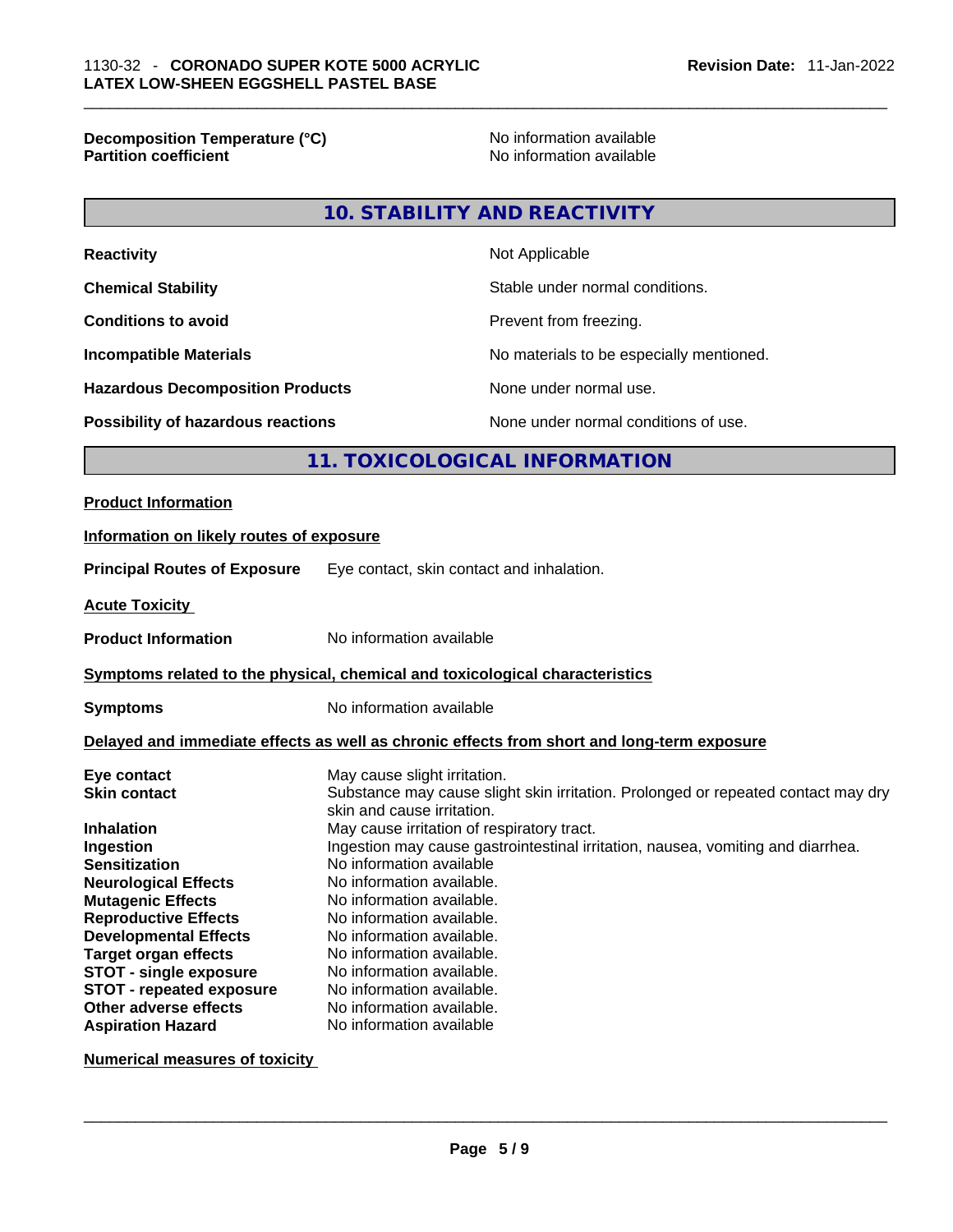| | |
|---|---|
| **Decomposition Temperature (°C)** | No information available |
| **Partition coefficient** | No information available |

## 10. STABILITY AND REACTIVITY

| | |
|---|---|
| **Reactivity** | Not Applicable |
| **Chemical Stability** | Stable under normal conditions. |
| **Conditions to avoid** | Prevent from freezing. |
| **Incompatible Materials** | No materials to be especially mentioned. |
| **Hazardous Decomposition Products** | None under normal use. |
| **Possibility of hazardous reactions** | None under normal conditions of use. |

## 11. TOXICOLOGICAL INFORMATION

**Product Information**

**Information on likely routes of exposure**

**Principal Routes of Exposure** Eye contact, skin contact and inhalation.

**Acute Toxicity**

**Product Information** No information available

**Symptoms related to the physical, chemical and toxicological characteristics**

**Symptoms** No information available

**Delayed and immediate effects as well as chronic effects from short and long-term exposure**

| | |
|---|---|
| **Eye contact** | May cause slight irritation. |
| **Skin contact** | Substance may cause slight skin irritation. Prolonged or repeated contact may dry skin and cause irritation. |
| **Inhalation** | May cause irritation of respiratory tract. |
| **Ingestion** | Ingestion may cause gastrointestinal irritation, nausea, vomiting and diarrhea. |
| **Sensitization** | No information available |
| **Neurological Effects** | No information available. |
| **Mutagenic Effects** | No information available. |
| **Reproductive Effects** | No information available. |
| **Developmental Effects** | No information available. |
| **Target organ effects** | No information available. |
| **STOT - single exposure** | No information available. |
| **STOT - repeated exposure** | No information available. |
| **Other adverse effects** | No information available. |
| **Aspiration Hazard** | No information available |

**Numerical measures of toxicity**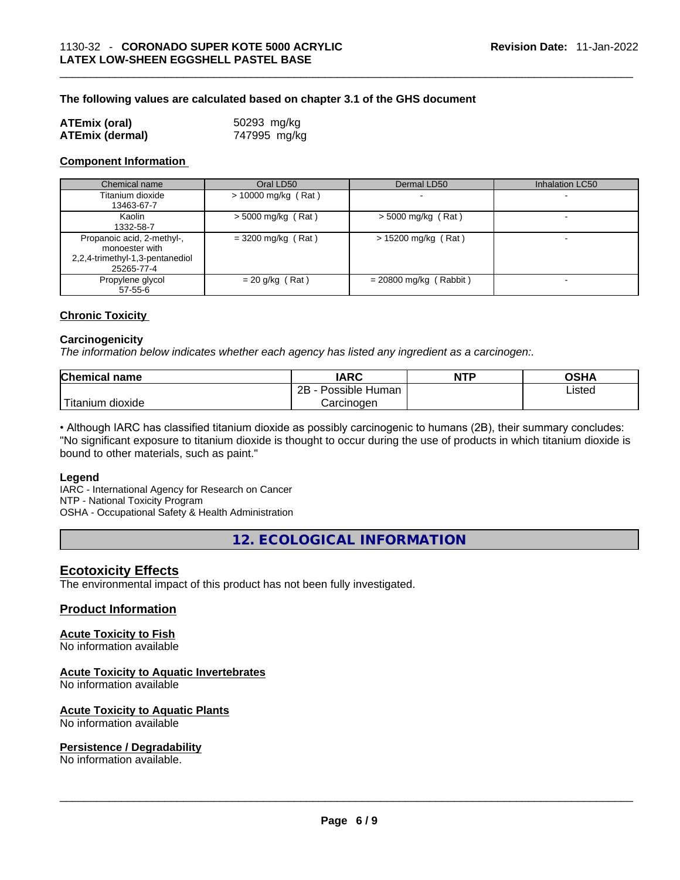**The following values are calculated based on chapter 3.1 of the GHS document**

| | |
|---|---|
| **ATEmix (oral)** | 50293 mg/kg |
| **ATEmix (dermal)** | 747995 mg/kg |

**Component Information**

| Chemical name | Oral LD50 | Dermal LD50 | Inhalation LC50 |
|---|---|---|---|
| Titanium dioxide<br>13463-67-7 | > 10000 mg/kg ( Rat ) | - | - |
| Kaolin<br>1332-58-7 | > 5000 mg/kg ( Rat ) | > 5000 mg/kg ( Rat ) | - |
| Propanoic acid, 2-methyl-, monoester with 2,2,4-trimethyl-1,3-pentanediol<br>25265-77-4 | = 3200 mg/kg ( Rat ) | > 15200 mg/kg ( Rat ) | - |
| Propylene glycol<br>57-55-6 | = 20 g/kg ( Rat ) | = 20800 mg/kg ( Rabbit ) | - |

**Chronic Toxicity**

**Carcinogenicity**

*The information below indicates whether each agency has listed any ingredient as a carcinogen:.*

| Chemical name | IARC | NTP | OSHA |
|---|---|---|---|
| Titanium dioxide | 2B - Possible Human Carcinogen | | Listed |

• Although IARC has classified titanium dioxide as possibly carcinogenic to humans (2B), their summary concludes: "No significant exposure to titanium dioxide is thought to occur during the use of products in which titanium dioxide is bound to other materials, such as paint."

**Legend**

IARC - International Agency for Research on Cancer
NTP - National Toxicity Program
OSHA - Occupational Safety & Health Administration

## 12. ECOLOGICAL INFORMATION

### Ecotoxicity Effects

The environmental impact of this product has not been fully investigated.

### Product Information

**Acute Toxicity to Fish**

No information available

**Acute Toxicity to Aquatic Invertebrates**

No information available

**Acute Toxicity to Aquatic Plants**

No information available

**Persistence / Degradability**

No information available.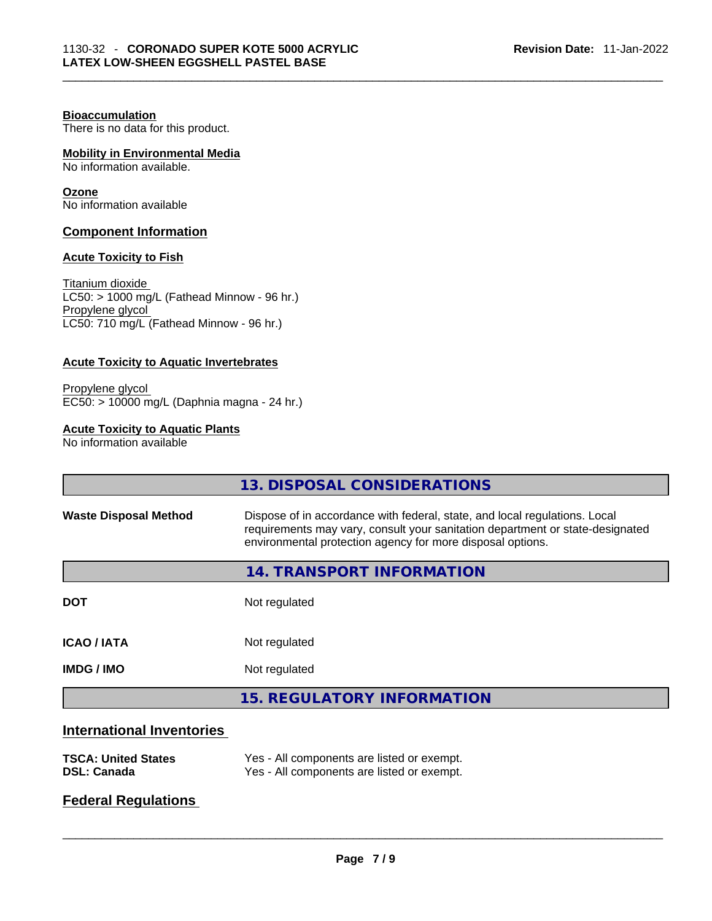**Bioaccumulation**
There is no data for this product.

**Mobility in Environmental Media**
No information available.

**Ozone**
No information available

## Component Information

**Acute Toxicity to Fish**

Titanium dioxide
LC50: > 1000 mg/L (Fathead Minnow - 96 hr.)
Propylene glycol
LC50: 710 mg/L (Fathead Minnow - 96 hr.)

**Acute Toxicity to Aquatic Invertebrates**

Propylene glycol
EC50: > 10000 mg/L (Daphnia magna - 24 hr.)

**Acute Toxicity to Aquatic Plants**
No information available

## 13. DISPOSAL CONSIDERATIONS

| | |
|---|---|
| **Waste Disposal Method** | Dispose of in accordance with federal, state, and local regulations. Local requirements may vary, consult your sanitation department or state-designated environmental protection agency for more disposal options. |

## 14. TRANSPORT INFORMATION

| | |
|---|---|
| **DOT** | Not regulated |
| **ICAO / IATA** | Not regulated |
| **IMDG / IMO** | Not regulated |

## 15. REGULATORY INFORMATION

### International Inventories

| | |
|---|---|
| **TSCA: United States** | Yes - All components are listed or exempt. |
| **DSL: Canada** | Yes - All components are listed or exempt. |

### Federal Regulations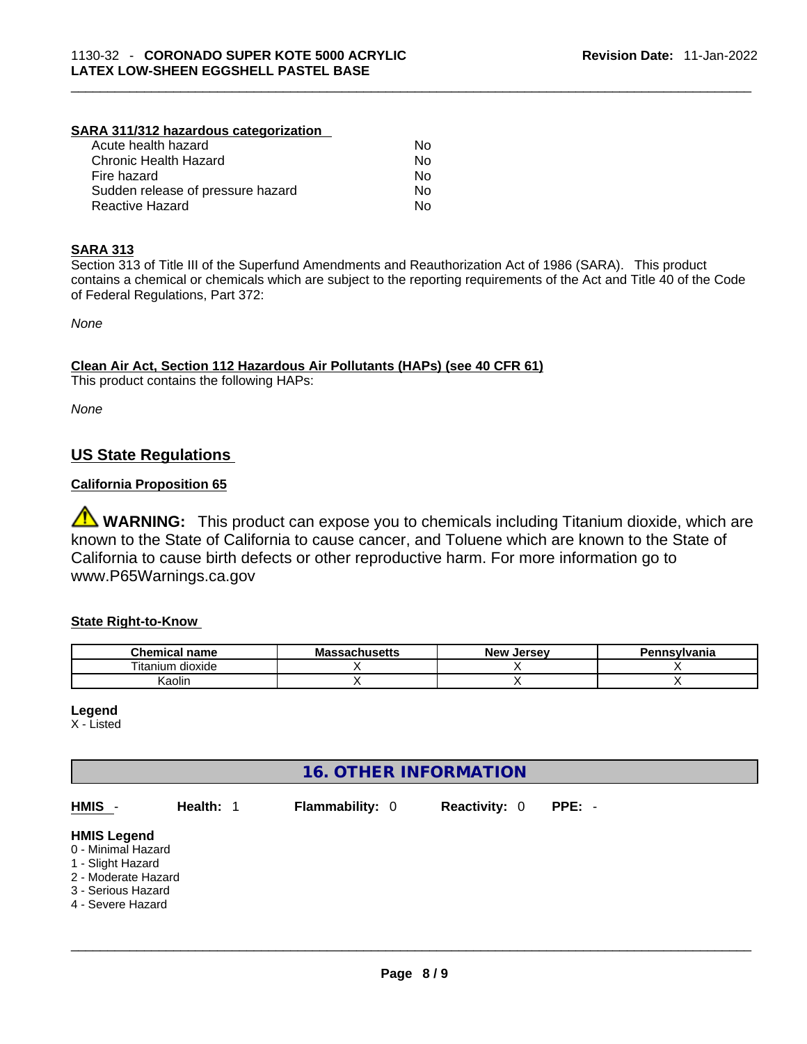**SARA 311/312 hazardous categorization**

| | |
|---|---|
| Acute health hazard | No |
| Chronic Health Hazard | No |
| Fire hazard | No |
| Sudden release of pressure hazard | No |
| Reactive Hazard | No |

**SARA 313**

Section 313 of Title III of the Superfund Amendments and Reauthorization Act of 1986 (SARA). This product contains a chemical or chemicals which are subject to the reporting requirements of the Act and Title 40 of the Code of Federal Regulations, Part 372:

*None*

**Clean Air Act, Section 112 Hazardous Air Pollutants (HAPs) (see 40 CFR 61)**

This product contains the following HAPs:

*None*

## US State Regulations

**California Proposition 65**

⚠ **WARNING:** This product can expose you to chemicals including Titanium dioxide, which are known to the State of California to cause cancer, and Toluene which are known to the State of California to cause birth defects or other reproductive harm. For more information go to www.P65Warnings.ca.gov

**State Right-to-Know**

| Chemical name | Massachusetts | New Jersey | Pennsylvania |
|---|---|---|---|
| Titanium dioxide | X | X | X |
| Kaolin | X | X | X |

**Legend**

X - Listed

## 16. OTHER INFORMATION

**HMIS** - **Health:** 1 **Flammability:** 0 **Reactivity:** 0 **PPE:** -

**HMIS Legend**

0 - Minimal Hazard
1 - Slight Hazard
2 - Moderate Hazard
3 - Serious Hazard
4 - Severe Hazard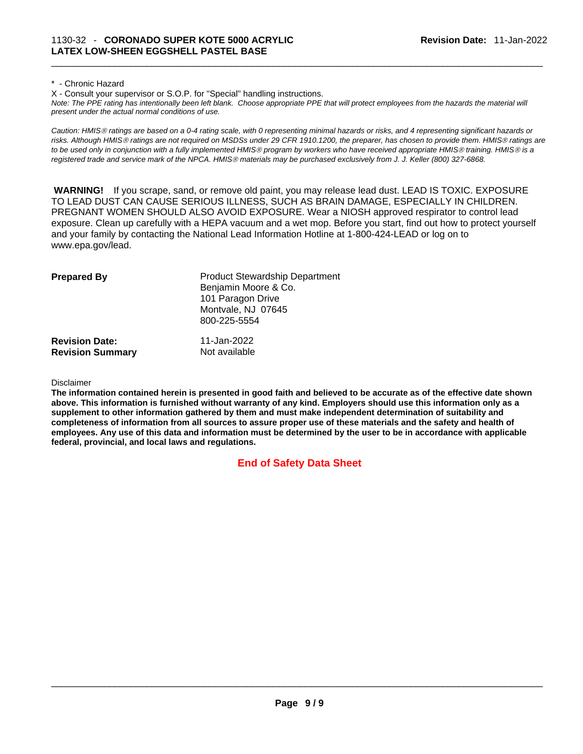\* - Chronic Hazard

X - Consult your supervisor or S.O.P. for "Special" handling instructions.

*Note: The PPE rating has intentionally been left blank. Choose appropriate PPE that will protect employees from the hazards the material will present under the actual normal conditions of use.*

*Caution: HMIS® ratings are based on a 0-4 rating scale, with 0 representing minimal hazards or risks, and 4 representing significant hazards or risks. Although HMIS® ratings are not required on MSDSs under 29 CFR 1910.1200, the preparer, has chosen to provide them. HMIS® ratings are to be used only in conjunction with a fully implemented HMIS® program by workers who have received appropriate HMIS® training. HMIS® is a registered trade and service mark of the NPCA. HMIS® materials may be purchased exclusively from J. J. Keller (800) 327-6868.*

**WARNING!** If you scrape, sand, or remove old paint, you may release lead dust. LEAD IS TOXIC. EXPOSURE TO LEAD DUST CAN CAUSE SERIOUS ILLNESS, SUCH AS BRAIN DAMAGE, ESPECIALLY IN CHILDREN. PREGNANT WOMEN SHOULD ALSO AVOID EXPOSURE. Wear a NIOSH approved respirator to control lead exposure. Clean up carefully with a HEPA vacuum and a wet mop. Before you start, find out how to protect yourself and your family by contacting the National Lead Information Hotline at 1-800-424-LEAD or log on to www.epa.gov/lead.

| | |
|---|---|
| **Prepared By** | Product Stewardship Department<br>Benjamin Moore & Co.<br>101 Paragon Drive<br>Montvale, NJ 07645<br>800-225-5554 |
| **Revision Date:** | 11-Jan-2022 |
| **Revision Summary** | Not available |

Disclaimer

**The information contained herein is presented in good faith and believed to be accurate as of the effective date shown above. This information is furnished without warranty of any kind. Employers should use this information only as a supplement to other information gathered by them and must make independent determination of suitability and completeness of information from all sources to assure proper use of these materials and the safety and health of employees. Any use of this data and information must be determined by the user to be in accordance with applicable federal, provincial, and local laws and regulations.**

**End of Safety Data Sheet**